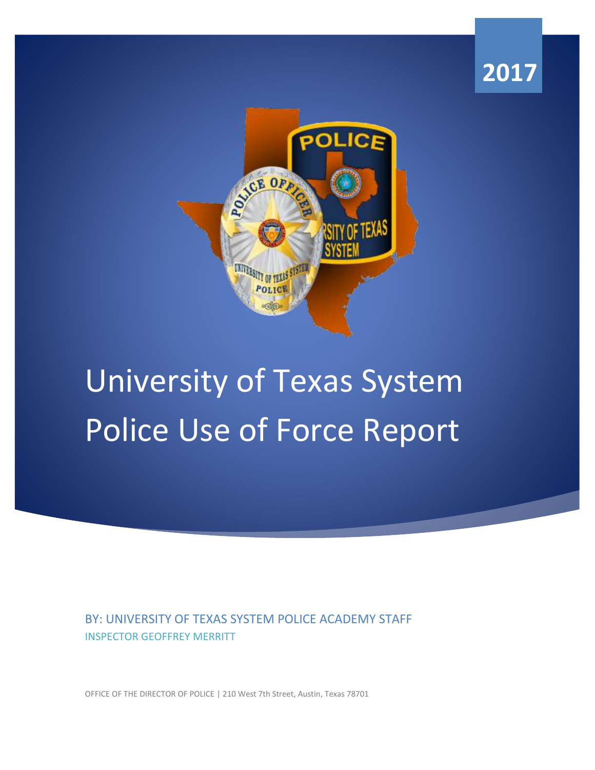2017

# University of Texas System Police Use of Force Report

BY: UNIVERSITY OF TEXAS SYSTEM POLICE ACADEMY STAFF

INSPECTOR GEOFFREY MERRITT

OFFICE OF THE DIRECTOR OF POLICE | 210 West 7th Street, Austin, Texas 78701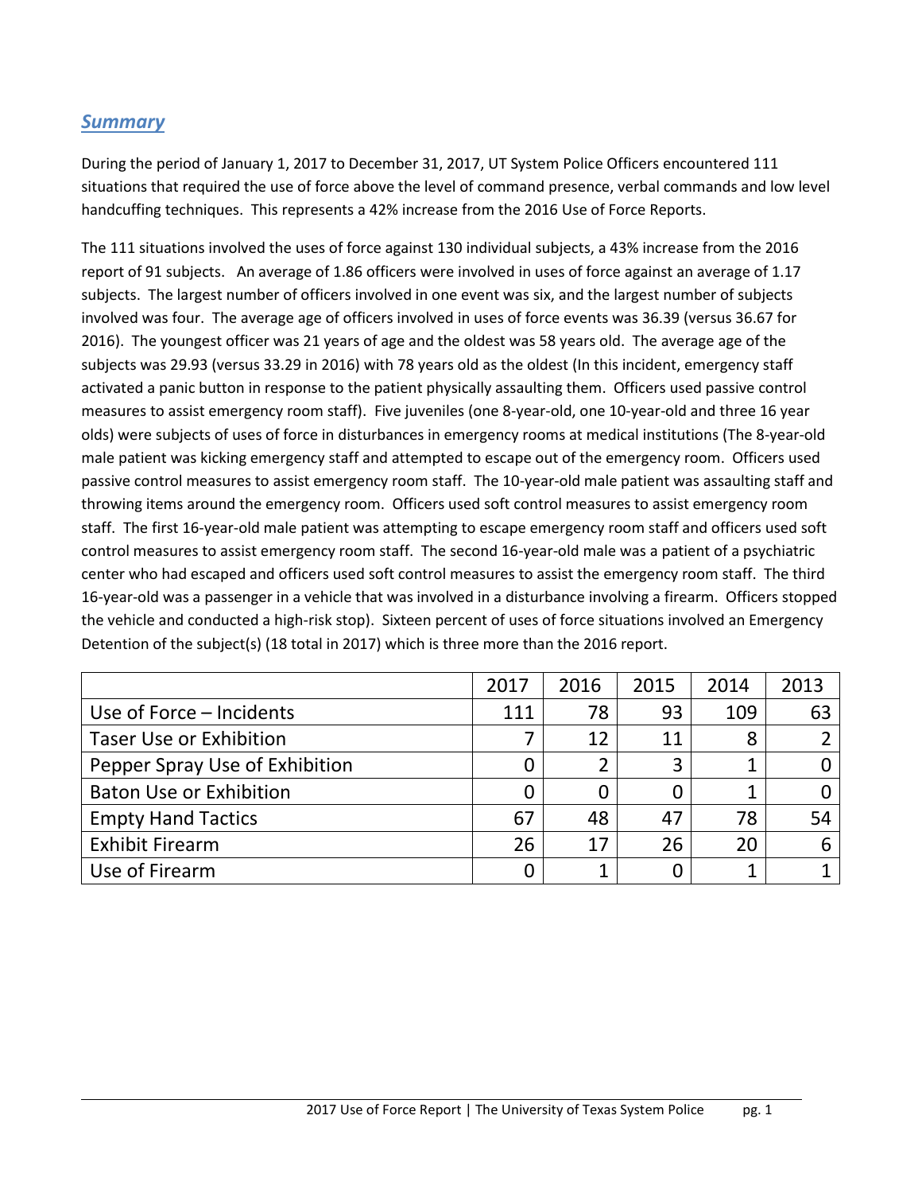## *Summary*

During the period of January 1, 2017 to December 31, 2017, UT System Police Officers encountered 111 situations that required the use of force above the level of command presence, verbal commands and low level handcuffing techniques. This represents a 42% increase from the 2016 Use of Force Reports.

The 111 situations involved the uses of force against 130 individual subjects, a 43% increase from the 2016 report of 91 subjects. An average of 1.86 officers were involved in uses of force against an average of 1.17 subjects. The largest number of officers involved in one event was six, and the largest number of subjects involved was four. The average age of officers involved in uses of force events was 36.39 (versus 36.67 for 2016). The youngest officer was 21 years of age and the oldest was 58 years old. The average age of the subjects was 29.93 (versus 33.29 in 2016) with 78 years old as the oldest (In this incident, emergency staff activated a panic button in response to the patient physically assaulting them. Officers used passive control measures to assist emergency room staff). Five juveniles (one 8-year-old, one 10-year-old and three 16 year olds) were subjects of uses of force in disturbances in emergency rooms at medical institutions (The 8-year-old male patient was kicking emergency staff and attempted to escape out of the emergency room. Officers used passive control measures to assist emergency room staff. The 10-year-old male patient was assaulting staff and throwing items around the emergency room. Officers used soft control measures to assist emergency room staff. The first 16-year-old male patient was attempting to escape emergency room staff and officers used soft control measures to assist emergency room staff. The second 16-year-old male was a patient of a psychiatric center who had escaped and officers used soft control measures to assist the emergency room staff. The third 16-year-old was a passenger in a vehicle that was involved in a disturbance involving a firearm. Officers stopped the vehicle and conducted a high-risk stop). Sixteen percent of uses of force situations involved an Emergency Detention of the subject(s) (18 total in 2017) which is three more than the 2016 report.

| | 2017 | 2016 | 2015 | 2014 | 2013 |
|---|---|---|---|---|---|
| Use of Force – Incidents | 111 | 78 | 93 | 109 | 63 |
| Taser Use or Exhibition | 7 | 12 | 11 | 8 | 2 |
| Pepper Spray Use of Exhibition | 0 | 2 | 3 | 1 | 0 |
| Baton Use or Exhibition | 0 | 0 | 0 | 1 | 0 |
| Empty Hand Tactics | 67 | 48 | 47 | 78 | 54 |
| Exhibit Firearm | 26 | 17 | 26 | 20 | 6 |
| Use of Firearm | 0 | 1 | 0 | 1 | 1 |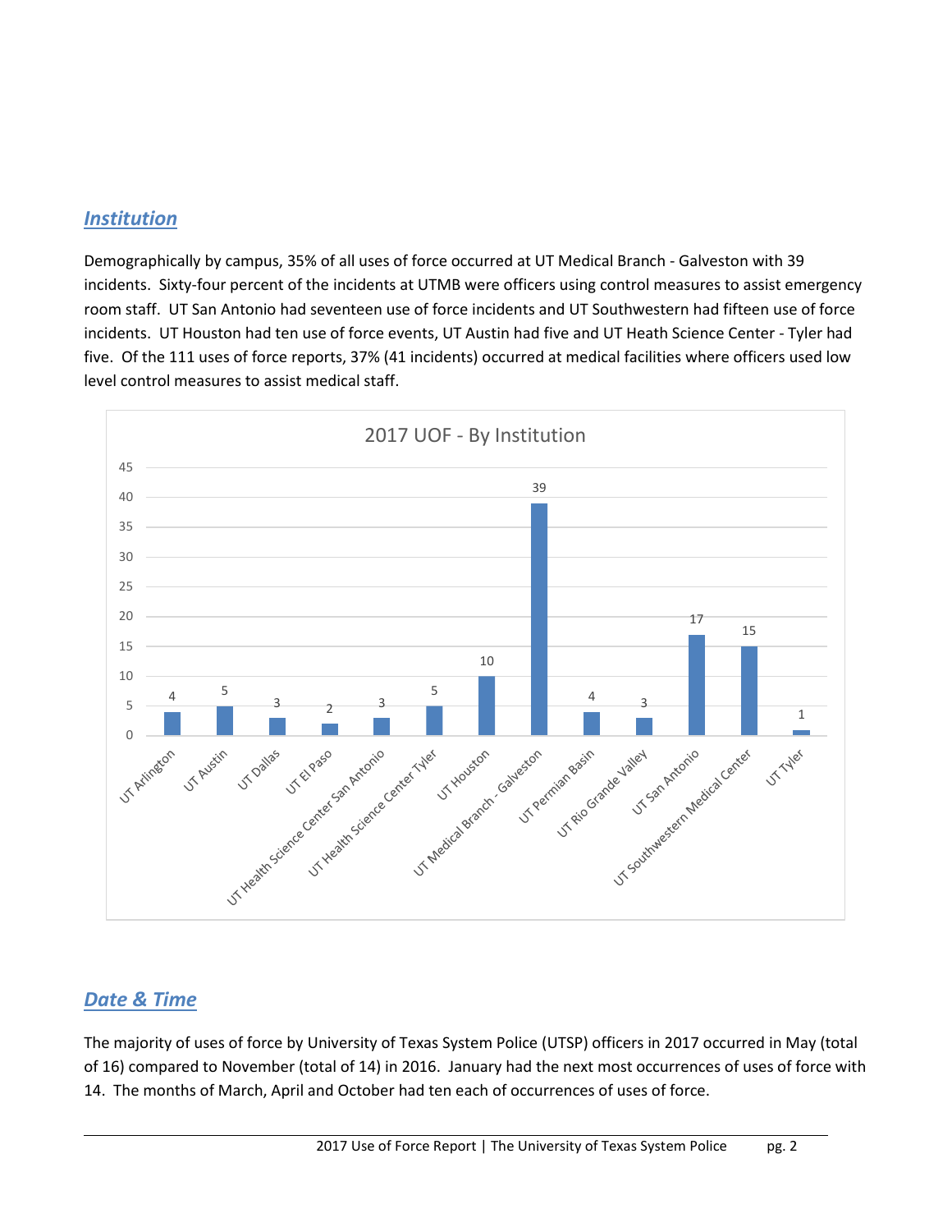## *Institution*

Demographically by campus, 35% of all uses of force occurred at UT Medical Branch - Galveston with 39 incidents. Sixty-four percent of the incidents at UTMB were officers using control measures to assist emergency room staff. UT San Antonio had seventeen use of force incidents and UT Southwestern had fifteen use of force incidents. UT Houston had ten use of force events, UT Austin had five and UT Heath Science Center - Tyler had five. Of the 111 uses of force reports, 37% (41 incidents) occurred at medical facilities where officers used low level control measures to assist medical staff.

**2017 UOF - By Institution**

| Institution | Uses of Force |
|---|---|
| UT Arlington | 4 |
| UT Austin | 5 |
| UT Dallas | 3 |
| UT El Paso | 2 |
| UT Health Science Center San Antonio | 3 |
| UT Health Science Center Tyler | 5 |
| UT Houston | 10 |
| UT Medical Branch - Galveston | 39 |
| UT Permian Basin | 4 |
| UT Rio Grande Valley | 3 |
| UT San Antonio | 17 |
| UT Southwestern Medical Center | 15 |
| UT Tyler | 1 |

## *Date & Time*

The majority of uses of force by University of Texas System Police (UTSP) officers in 2017 occurred in May (total of 16) compared to November (total of 14) in 2016. January had the next most occurrences of uses of force with 14. The months of March, April and October had ten each of occurrences of uses of force.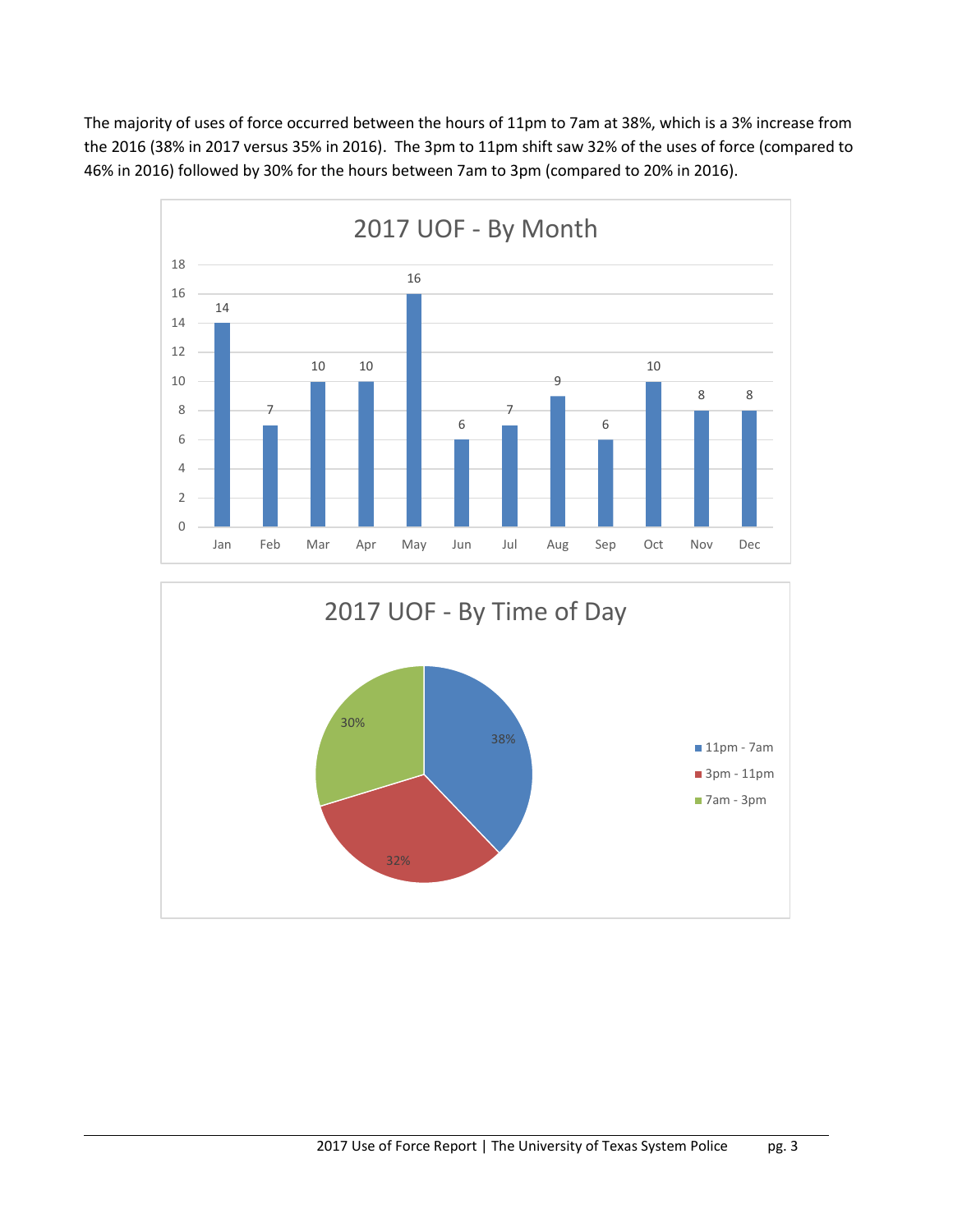The majority of uses of force occurred between the hours of 11pm to 7am at 38%, which is a 3% increase from the 2016 (38% in 2017 versus 35% in 2016). The 3pm to 11pm shift saw 32% of the uses of force (compared to 46% in 2016) followed by 30% for the hours between 7am to 3pm (compared to 20% in 2016).

**2017 UOF - By Month**

| Month | Count |
|---|---|
| Jan | 14 |
| Feb | 7 |
| Mar | 10 |
| Apr | 10 |
| May | 16 |
| Jun | 6 |
| Jul | 7 |
| Aug | 9 |
| Sep | 6 |
| Oct | 10 |
| Nov | 8 |
| Dec | 8 |

**2017 UOF - By Time of Day**

| Time of Day | Percentage |
|---|---|
| 11pm - 7am | 38% |
| 3pm - 11pm | 32% |
| 7am - 3pm | 30% |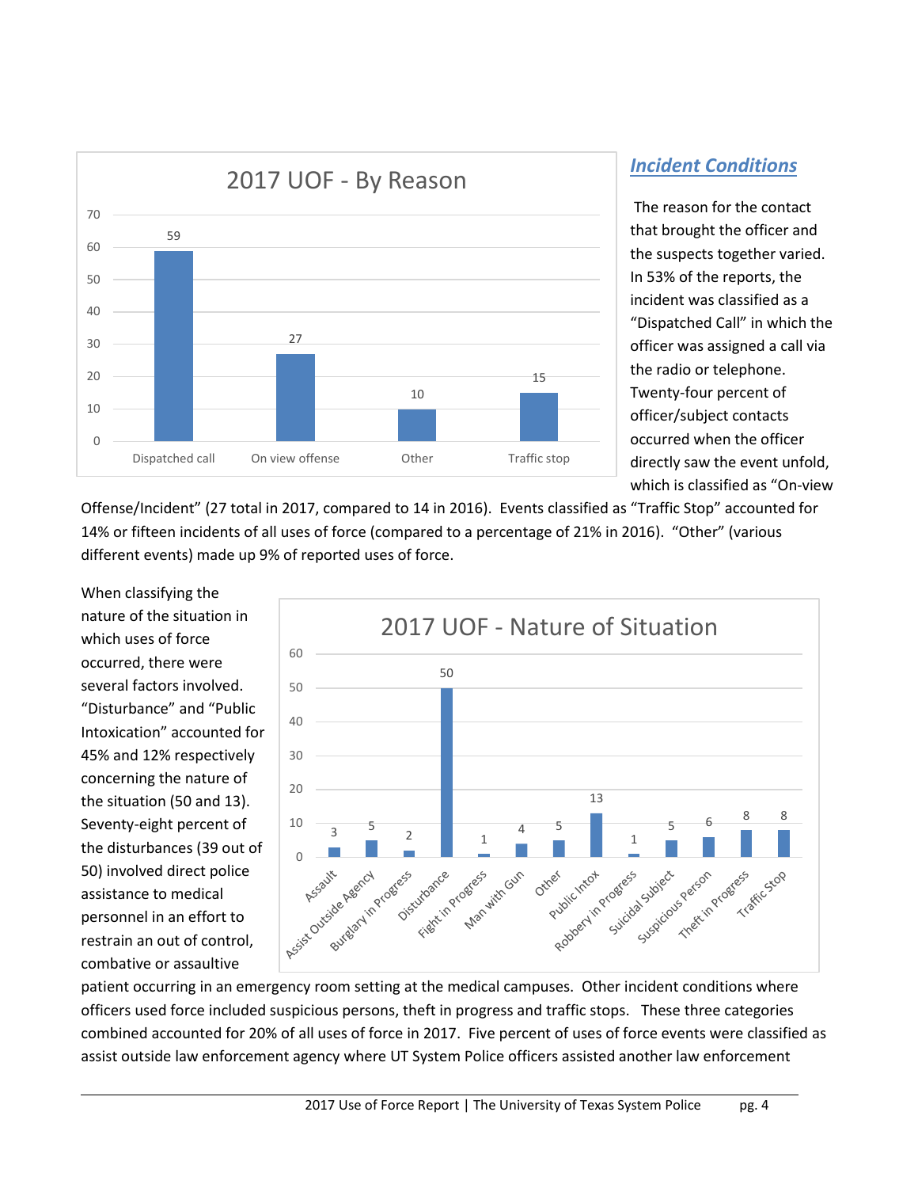### *Incident Conditions*

The reason for the contact that brought the officer and the suspects together varied. In 53% of the reports, the incident was classified as a "Dispatched Call" in which the officer was assigned a call via the radio or telephone. Twenty-four percent of officer/subject contacts occurred when the officer directly saw the event unfold, which is classified as "On-view Offense/Incident" (27 total in 2017, compared to 14 in 2016). Events classified as "Traffic Stop" accounted for 14% or fifteen incidents of all uses of force (compared to a percentage of 21% in 2016). "Other" (various different events) made up 9% of reported uses of force.

**2017 UOF - By Reason**

| Reason | Count |
|---|---|
| Dispatched call | 59 |
| On view offense | 27 |
| Other | 10 |
| Traffic stop | 15 |

When classifying the nature of the situation in which uses of force occurred, there were several factors involved. "Disturbance" and "Public Intoxication" accounted for 45% and 12% respectively concerning the nature of the situation (50 and 13). Seventy-eight percent of the disturbances (39 out of 50) involved direct police assistance to medical personnel in an effort to restrain an out of control, combative or assaultive patient occurring in an emergency room setting at the medical campuses. Other incident conditions where officers used force included suspicious persons, theft in progress and traffic stops. These three categories combined accounted for 20% of all uses of force in 2017. Five percent of uses of force events were classified as assist outside law enforcement agency where UT System Police officers assisted another law enforcement

**2017 UOF - Nature of Situation**

| Nature of Situation | Count |
|---|---|
| Assault | 3 |
| Assist Outside Agency | 5 |
| Burglary in Progress | 2 |
| Disturbance | 50 |
| Fight in Progress | 1 |
| Man with Gun | 4 |
| Other | 5 |
| Public Intox | 13 |
| Robbery in Progress | 1 |
| Suicidal Subject | 5 |
| Suspicious Person | 6 |
| Theft in Progress | 8 |
| Traffic Stop | 8 |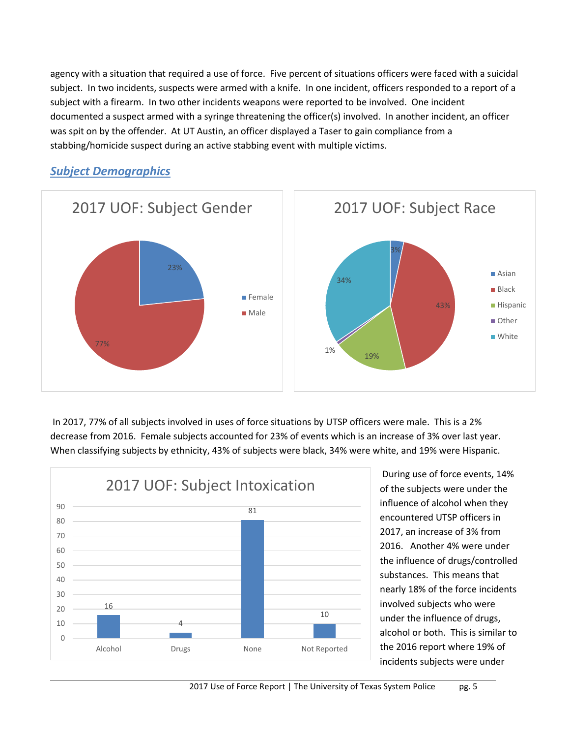agency with a situation that required a use of force. Five percent of situations officers were faced with a suicidal subject. In two incidents, suspects were armed with a knife. In one incident, officers responded to a report of a subject with a firearm. In two other incidents weapons were reported to be involved. One incident documented a suspect armed with a syringe threatening the officer(s) involved. In another incident, an officer was spit on by the offender. At UT Austin, an officer displayed a Taser to gain compliance from a stabbing/homicide suspect during an active stabbing event with multiple victims.

## Subject Demographics

**2017 UOF: Subject Gender**

| Gender | Percent |
|---|---|
| Female | 23% |
| Male | 77% |

**2017 UOF: Subject Race**

| Race | Percent |
|---|---|
| Asian | 3% |
| Black | 43% |
| Hispanic | 19% |
| Other | 1% |
| White | 34% |

In 2017, 77% of all subjects involved in uses of force situations by UTSP officers were male. This is a 2% decrease from 2016. Female subjects accounted for 23% of events which is an increase of 3% over last year. When classifying subjects by ethnicity, 43% of subjects were black, 34% were white, and 19% were Hispanic.

**2017 UOF: Subject Intoxication**

| Intoxication | Count |
|---|---|
| Alcohol | 16 |
| Drugs | 4 |
| None | 81 |
| Not Reported | 10 |

During use of force events, 14% of the subjects were under the influence of alcohol when they encountered UTSP officers in 2017, an increase of 3% from 2016. Another 4% were under the influence of drugs/controlled substances. This means that nearly 18% of the force incidents involved subjects who were under the influence of drugs, alcohol or both. This is similar to the 2016 report where 19% of incidents subjects were under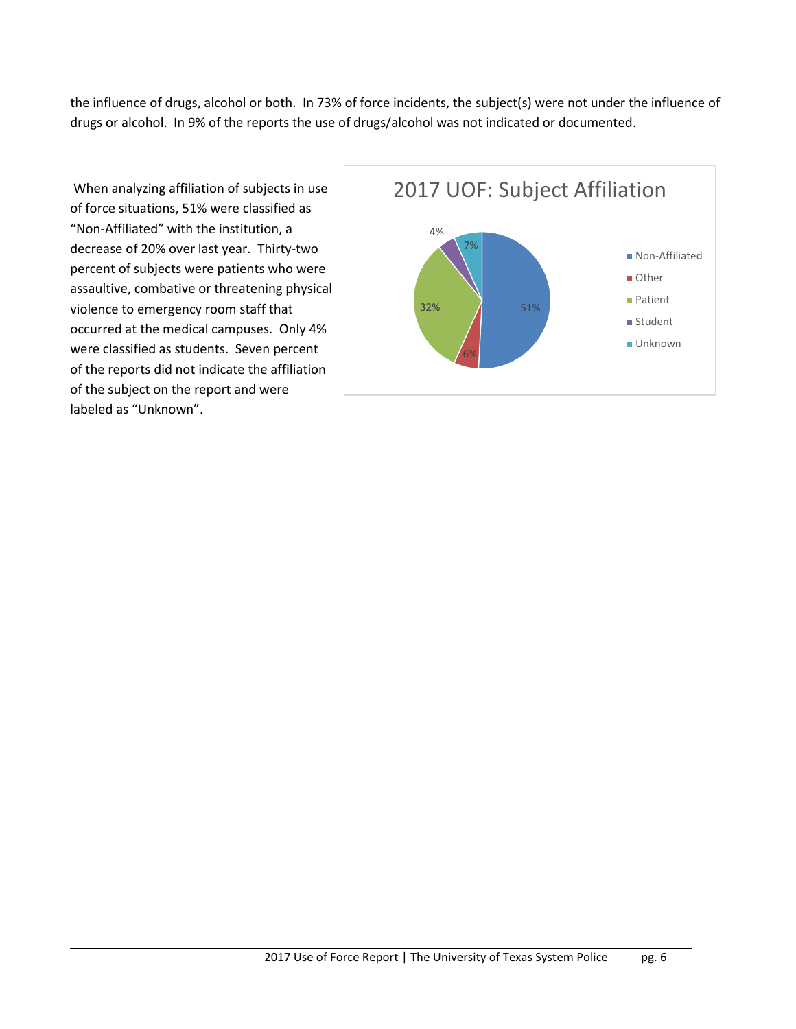the influence of drugs, alcohol or both. In 73% of force incidents, the subject(s) were not under the influence of drugs or alcohol. In 9% of the reports the use of drugs/alcohol was not indicated or documented.

When analyzing affiliation of subjects in use of force situations, 51% were classified as "Non-Affiliated" with the institution, a decrease of 20% over last year. Thirty-two percent of subjects were patients who were assaultive, combative or threatening physical violence to emergency room staff that occurred at the medical campuses. Only 4% were classified as students. Seven percent of the reports did not indicate the affiliation of the subject on the report and were labeled as "Unknown".

**2017 UOF: Subject Affiliation**

| Affiliation | Percent |
|---|---|
| Non-Affiliated | 51% |
| Other | 6% |
| Patient | 32% |
| Student | 4% |
| Unknown | 7% |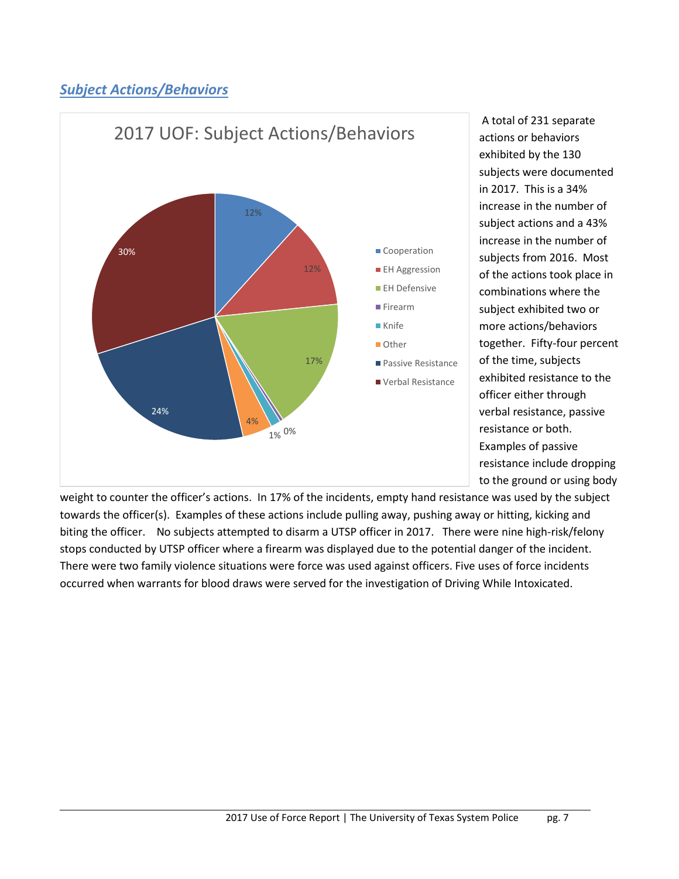## *Subject Actions/Behaviors*

**2017 UOF: Subject Actions/Behaviors**

| Category | Percentage |
|---|---|
| Cooperation | 12% |
| EH Aggression | 12% |
| EH Defensive | 17% |
| Firearm | 0% |
| Knife | 1% |
| Other | 4% |
| Passive Resistance | 24% |
| Verbal Resistance | 30% |

A total of 231 separate actions or behaviors exhibited by the 130 subjects were documented in 2017. This is a 34% increase in the number of subject actions and a 43% increase in the number of subjects from 2016. Most of the actions took place in combinations where the subject exhibited two or more actions/behaviors together. Fifty-four percent of the time, subjects exhibited resistance to the officer either through verbal resistance, passive resistance or both. Examples of passive resistance include dropping to the ground or using body weight to counter the officer's actions. In 17% of the incidents, empty hand resistance was used by the subject towards the officer(s). Examples of these actions include pulling away, pushing away or hitting, kicking and biting the officer. No subjects attempted to disarm a UTSP officer in 2017. There were nine high-risk/felony stops conducted by UTSP officer where a firearm was displayed due to the potential danger of the incident. There were two family violence situations were force was used against officers. Five uses of force incidents occurred when warrants for blood draws were served for the investigation of Driving While Intoxicated.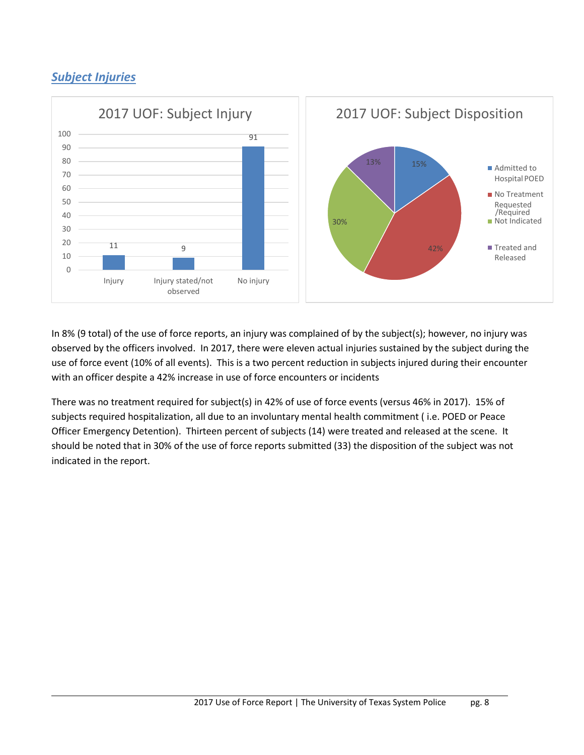## *Subject Injuries*

**2017 UOF: Subject Injury**

| Category | Count |
|---|---|
| Injury | 11 |
| Injury stated/not observed | 9 |
| No injury | 91 |

**2017 UOF: Subject Disposition**

| Disposition | Percent |
|---|---|
| Admitted to Hospital POED | 15% |
| No Treatment Requested /Required | 42% |
| Not Indicated | 30% |
| Treated and Released | 13% |

In 8% (9 total) of the use of force reports, an injury was complained of by the subject(s); however, no injury was observed by the officers involved. In 2017, there were eleven actual injuries sustained by the subject during the use of force event (10% of all events). This is a two percent reduction in subjects injured during their encounter with an officer despite a 42% increase in use of force encounters or incidents

There was no treatment required for subject(s) in 42% of use of force events (versus 46% in 2017). 15% of subjects required hospitalization, all due to an involuntary mental health commitment ( i.e. POED or Peace Officer Emergency Detention). Thirteen percent of subjects (14) were treated and released at the scene. It should be noted that in 30% of the use of force reports submitted (33) the disposition of the subject was not indicated in the report.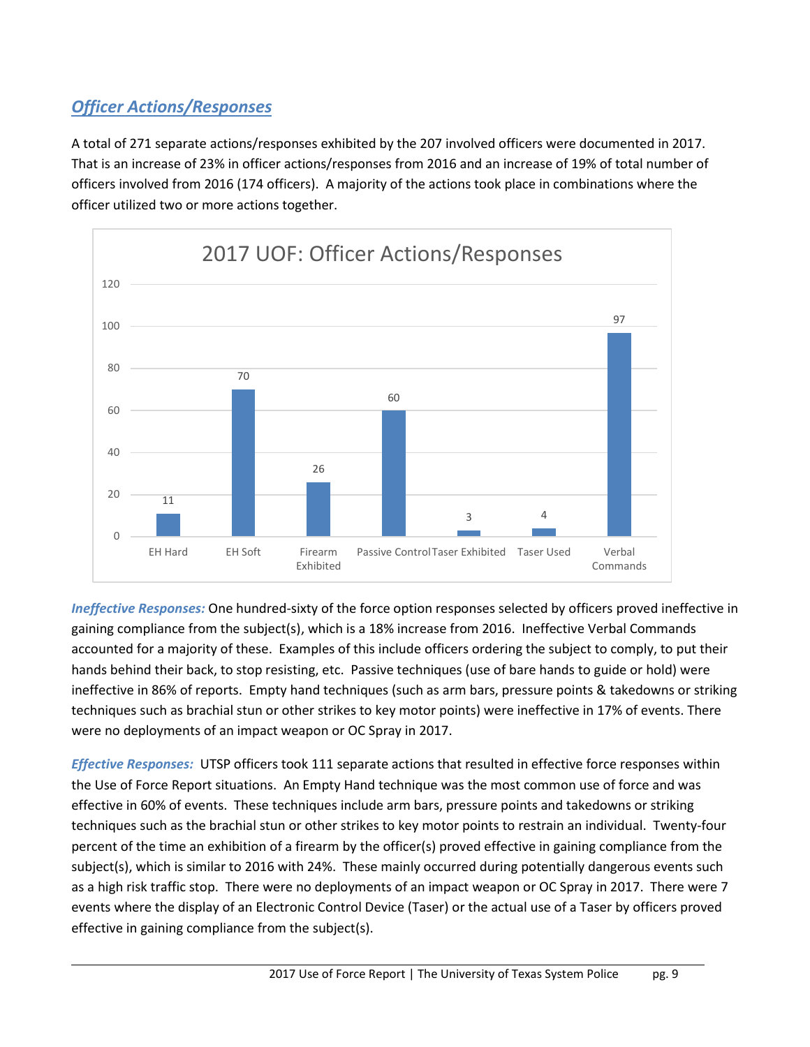## *Officer Actions/Responses*

A total of 271 separate actions/responses exhibited by the 207 involved officers were documented in 2017. That is an increase of 23% in officer actions/responses from 2016 and an increase of 19% of total number of officers involved from 2016 (174 officers). A majority of the actions took place in combinations where the officer utilized two or more actions together.

**2017 UOF: Officer Actions/Responses**

| Action/Response | Count |
| --- | --- |
| EH Hard | 11 |
| EH Soft | 70 |
| Firearm Exhibited | 26 |
| Passive Control | 60 |
| Taser Exhibited | 3 |
| Taser Used | 4 |
| Verbal Commands | 97 |

***Ineffective Responses:*** One hundred-sixty of the force option responses selected by officers proved ineffective in gaining compliance from the subject(s), which is a 18% increase from 2016. Ineffective Verbal Commands accounted for a majority of these. Examples of this include officers ordering the subject to comply, to put their hands behind their back, to stop resisting, etc. Passive techniques (use of bare hands to guide or hold) were ineffective in 86% of reports. Empty hand techniques (such as arm bars, pressure points & takedowns or striking techniques such as brachial stun or other strikes to key motor points) were ineffective in 17% of events. There were no deployments of an impact weapon or OC Spray in 2017.

***Effective Responses:*** UTSP officers took 111 separate actions that resulted in effective force responses within the Use of Force Report situations. An Empty Hand technique was the most common use of force and was effective in 60% of events. These techniques include arm bars, pressure points and takedowns or striking techniques such as the brachial stun or other strikes to key motor points to restrain an individual. Twenty-four percent of the time an exhibition of a firearm by the officer(s) proved effective in gaining compliance from the subject(s), which is similar to 2016 with 24%. These mainly occurred during potentially dangerous events such as a high risk traffic stop. There were no deployments of an impact weapon or OC Spray in 2017. There were 7 events where the display of an Electronic Control Device (Taser) or the actual use of a Taser by officers proved effective in gaining compliance from the subject(s).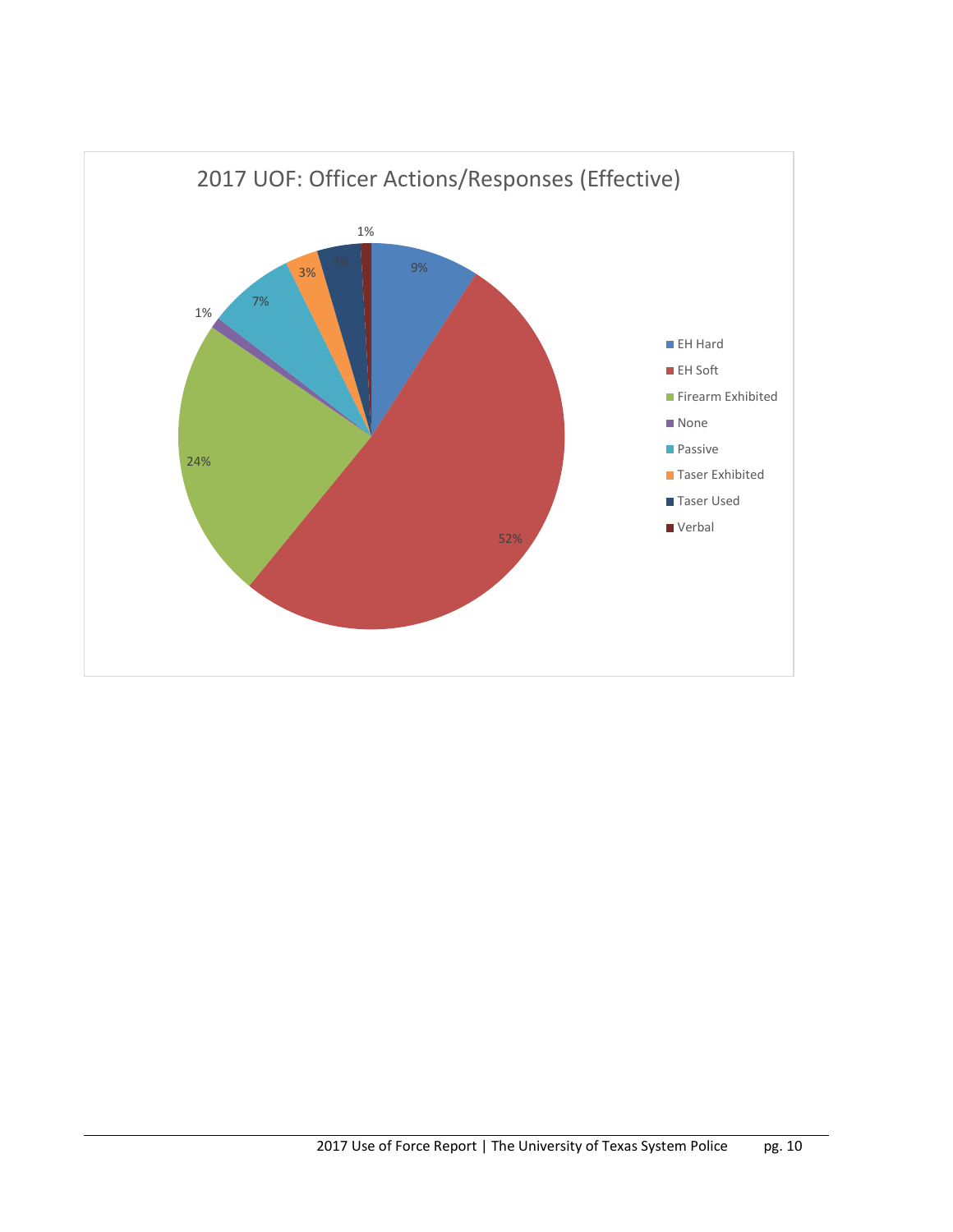## 2017 UOF: Officer Actions/Responses (Effective)

| Officer Action/Response | Percentage |
|---|---|
| EH Hard | 9% |
| EH Soft | 52% |
| Firearm Exhibited | 24% |
| None | 1% |
| Passive | 7% |
| Taser Exhibited | 3% |
| Taser Used | 3% |
| Verbal | 1% |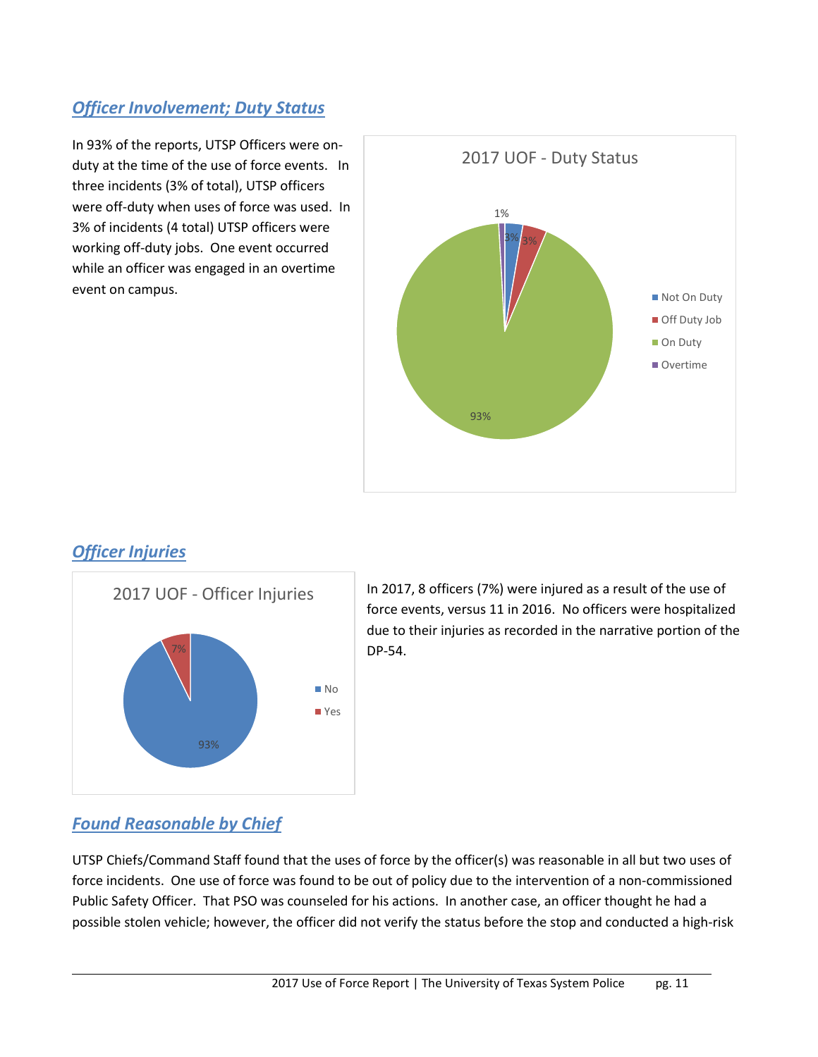## *Officer Involvement; Duty Status*

In 93% of the reports, UTSP Officers were on-duty at the time of the use of force events. In three incidents (3% of total), UTSP officers were off-duty when uses of force was used. In 3% of incidents (4 total) UTSP officers were working off-duty jobs. One event occurred while an officer was engaged in an overtime event on campus.

2017 UOF - Duty Status

| Duty Status | Percent |
|---|---|
| Not On Duty | 3% |
| Off Duty Job | 3% |
| On Duty | 93% |
| Overtime | 1% |

## *Officer Injuries*

2017 UOF - Officer Injuries

| Injured | Percent |
|---|---|
| No | 93% |
| Yes | 7% |

In 2017, 8 officers (7%) were injured as a result of the use of force events, versus 11 in 2016. No officers were hospitalized due to their injuries as recorded in the narrative portion of the DP-54.

## *Found Reasonable by Chief*

UTSP Chiefs/Command Staff found that the uses of force by the officer(s) was reasonable in all but two uses of force incidents. One use of force was found to be out of policy due to the intervention of a non-commissioned Public Safety Officer. That PSO was counseled for his actions. In another case, an officer thought he had a possible stolen vehicle; however, the officer did not verify the status before the stop and conducted a high-risk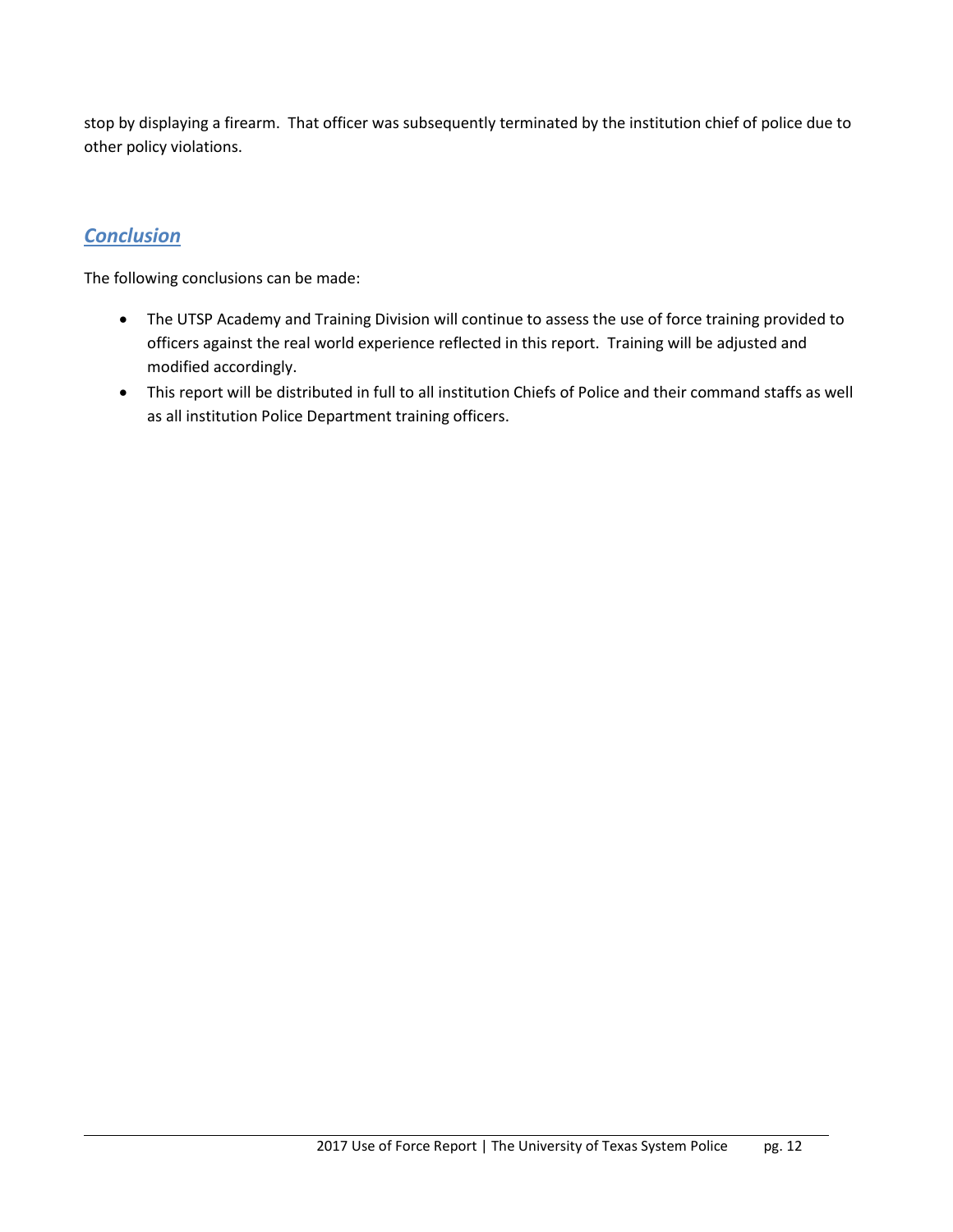stop by displaying a firearm. That officer was subsequently terminated by the institution chief of police due to other policy violations.

## ***Conclusion***

The following conclusions can be made:

- The UTSP Academy and Training Division will continue to assess the use of force training provided to officers against the real world experience reflected in this report. Training will be adjusted and modified accordingly.
- This report will be distributed in full to all institution Chiefs of Police and their command staffs as well as all institution Police Department training officers.